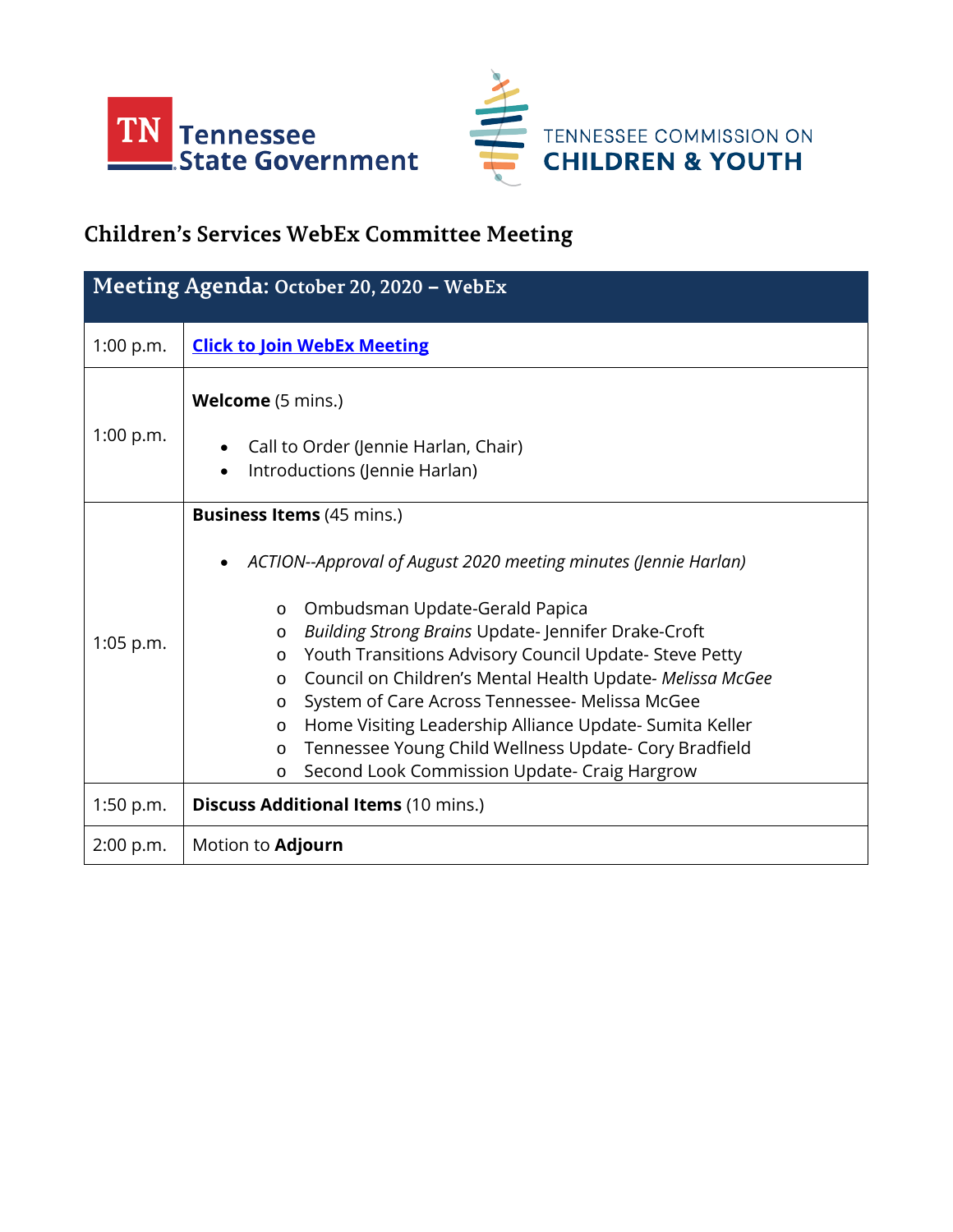Tennessee State Government

TENNESSEE COMMISSION ON CHILDREN & YOUTH

# Children's Services WebEx Committee Meeting

| **Meeting Agenda:** October 20, 2020 – WebEx | |
|---|---|
| 1:00 p.m. | [Click to Join WebEx Meeting]() |
| 1:00 p.m. | **Welcome** (5 mins.)<br>• Call to Order (Jennie Harlan, Chair)<br>• Introductions (Jennie Harlan) |
| 1:05 p.m. | **Business Items** (45 mins.)<br>• *ACTION--Approval of August 2020 meeting minutes (Jennie Harlan)*<br>o Ombudsman Update-Gerald Papica<br>o *Building Strong Brains* Update- Jennifer Drake-Croft<br>o Youth Transitions Advisory Council Update- Steve Petty<br>o Council on Children's Mental Health Update- *Melissa McGee*<br>o System of Care Across Tennessee- Melissa McGee<br>o Home Visiting Leadership Alliance Update- Sumita Keller<br>o Tennessee Young Child Wellness Update- Cory Bradfield<br>o Second Look Commission Update- Craig Hargrow |
| 1:50 p.m. | **Discuss Additional Items** (10 mins.) |
| 2:00 p.m. | Motion to **Adjourn** |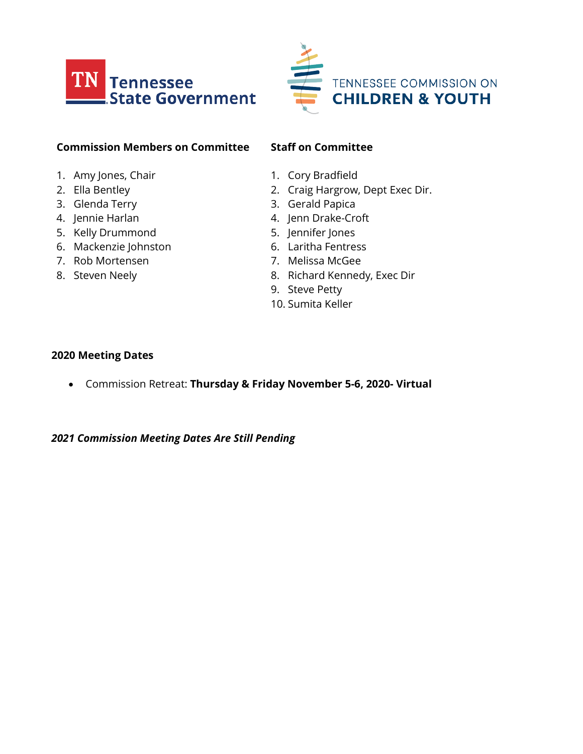Tennessee State Government

TENNESSEE COMMISSION ON CHILDREN & YOUTH

**Commission Members on Committee**

1. Amy Jones, Chair
2. Ella Bentley
3. Glenda Terry
4. Jennie Harlan
5. Kelly Drummond
6. Mackenzie Johnston
7. Rob Mortensen
8. Steven Neely

**Staff on Committee**

1. Cory Bradfield
2. Craig Hargrow, Dept Exec Dir.
3. Gerald Papica
4. Jenn Drake-Croft
5. Jennifer Jones
6. Laritha Fentress
7. Melissa McGee
8. Richard Kennedy, Exec Dir
9. Steve Petty
10. Sumita Keller

**2020 Meeting Dates**

- Commission Retreat: **Thursday & Friday November 5-6, 2020- Virtual**

***2021 Commission Meeting Dates Are Still Pending***